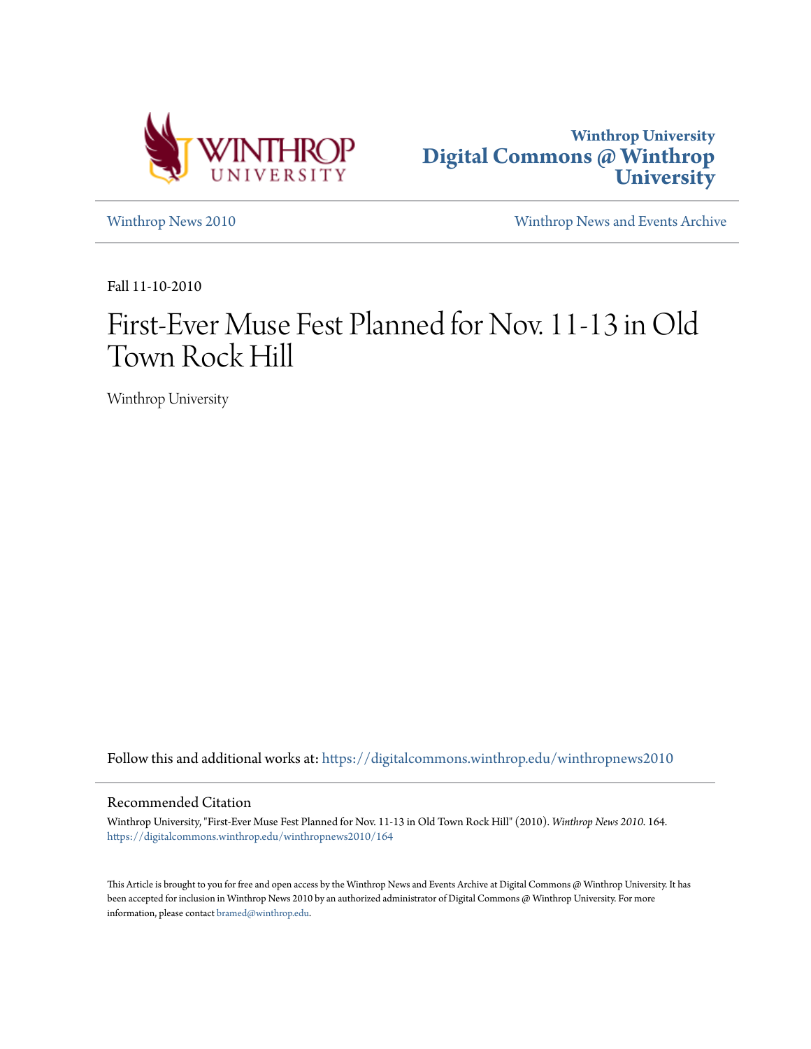Winthrop University
Digital Commons @ Winthrop University

Winthrop News 2010

Winthrop News and Events Archive

Fall 11-10-2010

# First-Ever Muse Fest Planned for Nov. 11-13 in Old Town Rock Hill

Winthrop University

Follow this and additional works at: https://digitalcommons.winthrop.edu/winthropnews2010

## Recommended Citation

Winthrop University, "First-Ever Muse Fest Planned for Nov. 11-13 in Old Town Rock Hill" (2010). *Winthrop News 2010*. 164.
https://digitalcommons.winthrop.edu/winthropnews2010/164

This Article is brought to you for free and open access by the Winthrop News and Events Archive at Digital Commons @ Winthrop University. It has been accepted for inclusion in Winthrop News 2010 by an authorized administrator of Digital Commons @ Winthrop University. For more information, please contact bramed@winthrop.edu.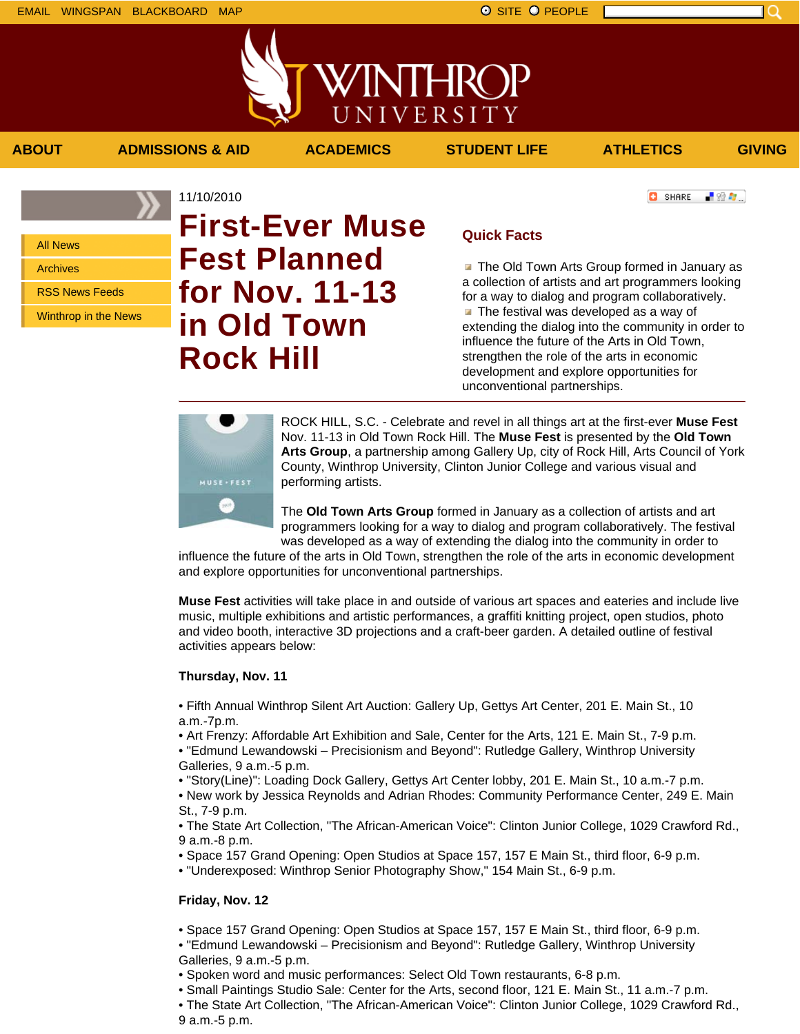EMAIL WINGSPAN BLACKBOARD MAP

ABOUT | ADMISSIONS & AID | ACADEMICS | STUDENT LIFE | ATHLETICS | GIVING

- All News
- Archives
- RSS News Feeds
- Winthrop in the News

11/10/2010

# First-Ever Muse Fest Planned for Nov. 11-13 in Old Town Rock Hill

## Quick Facts

- The Old Town Arts Group formed in January as a collection of artists and art programmers looking for a way to dialog and program collaboratively.
- The festival was developed as a way of extending the dialog into the community in order to influence the future of the Arts in Old Town, strengthen the role of the arts in economic development and explore opportunities for unconventional partnerships.

ROCK HILL, S.C. - Celebrate and revel in all things art at the first-ever **Muse Fest** Nov. 11-13 in Old Town Rock Hill. The **Muse Fest** is presented by the **Old Town Arts Group**, a partnership among Gallery Up, city of Rock Hill, Arts Council of York County, Winthrop University, Clinton Junior College and various visual and performing artists.

The **Old Town Arts Group** formed in January as a collection of artists and art programmers looking for a way to dialog and program collaboratively. The festival was developed as a way of extending the dialog into the community in order to influence the future of the arts in Old Town, strengthen the role of the arts in economic development and explore opportunities for unconventional partnerships.

**Muse Fest** activities will take place in and outside of various art spaces and eateries and include live music, multiple exhibitions and artistic performances, a graffiti knitting project, open studios, photo and video booth, interactive 3D projections and a craft-beer garden. A detailed outline of festival activities appears below:

**Thursday, Nov. 11**

• Fifth Annual Winthrop Silent Art Auction: Gallery Up, Gettys Art Center, 201 E. Main St., 10 a.m.-7p.m.
• Art Frenzy: Affordable Art Exhibition and Sale, Center for the Arts, 121 E. Main St., 7-9 p.m.
• "Edmund Lewandowski – Precisionism and Beyond": Rutledge Gallery, Winthrop University Galleries, 9 a.m.-5 p.m.
• "Story(Line)": Loading Dock Gallery, Gettys Art Center lobby, 201 E. Main St., 10 a.m.-7 p.m.
• New work by Jessica Reynolds and Adrian Rhodes: Community Performance Center, 249 E. Main St., 7-9 p.m.
• The State Art Collection, "The African-American Voice": Clinton Junior College, 1029 Crawford Rd., 9 a.m.-8 p.m.
• Space 157 Grand Opening: Open Studios at Space 157, 157 E Main St., third floor, 6-9 p.m.
• "Underexposed: Winthrop Senior Photography Show," 154 Main St., 6-9 p.m.

**Friday, Nov. 12**

• Space 157 Grand Opening: Open Studios at Space 157, 157 E Main St., third floor, 6-9 p.m.
• "Edmund Lewandowski – Precisionism and Beyond": Rutledge Gallery, Winthrop University Galleries, 9 a.m.-5 p.m.
• Spoken word and music performances: Select Old Town restaurants, 6-8 p.m.
• Small Paintings Studio Sale: Center for the Arts, second floor, 121 E. Main St., 11 a.m.-7 p.m.
• The State Art Collection, "The African-American Voice": Clinton Junior College, 1029 Crawford Rd., 9 a.m.-5 p.m.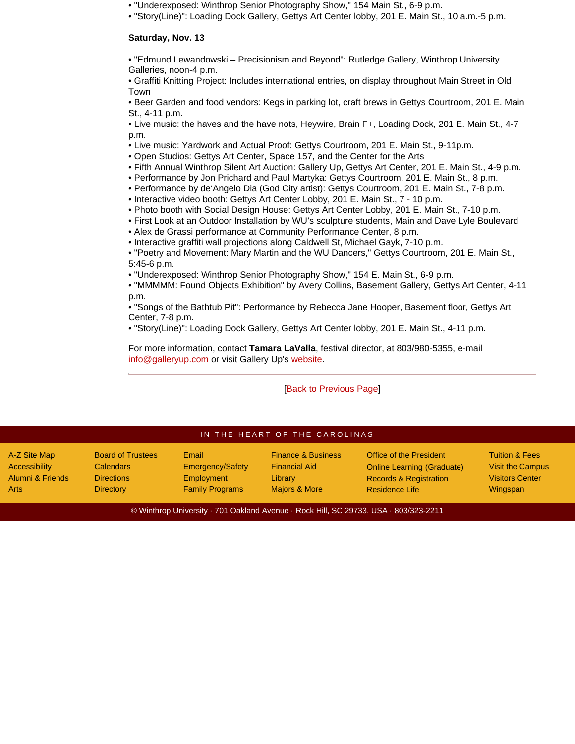• "Underexposed: Winthrop Senior Photography Show," 154 Main St., 6-9 p.m.
• "Story(Line)": Loading Dock Gallery, Gettys Art Center lobby, 201 E. Main St., 10 a.m.-5 p.m.

**Saturday, Nov. 13**

• "Edmund Lewandowski – Precisionism and Beyond": Rutledge Gallery, Winthrop University Galleries, noon-4 p.m.
• Graffiti Knitting Project: Includes international entries, on display throughout Main Street in Old Town
• Beer Garden and food vendors: Kegs in parking lot, craft brews in Gettys Courtroom, 201 E. Main St., 4-11 p.m.
• Live music: the haves and the have nots, Heywire, Brain F+, Loading Dock, 201 E. Main St., 4-7 p.m.
• Live music: Yardwork and Actual Proof: Gettys Courtroom, 201 E. Main St., 9-11p.m.
• Open Studios: Gettys Art Center, Space 157, and the Center for the Arts
• Fifth Annual Winthrop Silent Art Auction: Gallery Up, Gettys Art Center, 201 E. Main St., 4-9 p.m.
• Performance by Jon Prichard and Paul Martyka: Gettys Courtroom, 201 E. Main St., 8 p.m.
• Performance by de'Angelo Dia (God City artist): Gettys Courtroom, 201 E. Main St., 7-8 p.m.
• Interactive video booth: Gettys Art Center Lobby, 201 E. Main St., 7 - 10 p.m.
• Photo booth with Social Design House: Gettys Art Center Lobby, 201 E. Main St., 7-10 p.m.
• First Look at an Outdoor Installation by WU's sculpture students, Main and Dave Lyle Boulevard
• Alex de Grassi performance at Community Performance Center, 8 p.m.
• Interactive graffiti wall projections along Caldwell St, Michael Gayk, 7-10 p.m.
• "Poetry and Movement: Mary Martin and the WU Dancers," Gettys Courtroom, 201 E. Main St., 5:45-6 p.m.
• "Underexposed: Winthrop Senior Photography Show," 154 E. Main St., 6-9 p.m.
• "MMMMM: Found Objects Exhibition" by Avery Collins, Basement Gallery, Gettys Art Center, 4-11 p.m.
• "Songs of the Bathtub Pit": Performance by Rebecca Jane Hooper, Basement floor, Gettys Art Center, 7-8 p.m.
• "Story(Line)": Loading Dock Gallery, Gettys Art Center lobby, 201 E. Main St., 4-11 p.m.

For more information, contact **Tamara LaValla**, festival director, at 803/980-5355, e-mail info@galleryup.com or visit Gallery Up's website.

---

[Back to Previous Page]

IN THE HEART OF THE CAROLINAS

A-Z Site Map
Accessibility
Alumni & Friends
Arts
Board of Trustees
Calendars
Directions
Directory
Email
Emergency/Safety
Employment
Family Programs
Finance & Business
Financial Aid
Library
Majors & More
Office of the President
Online Learning (Graduate)
Records & Registration
Residence Life
Tuition & Fees
Visit the Campus
Visitors Center
Wingspan

© Winthrop University · 701 Oakland Avenue · Rock Hill, SC 29733, USA · 803/323-2211